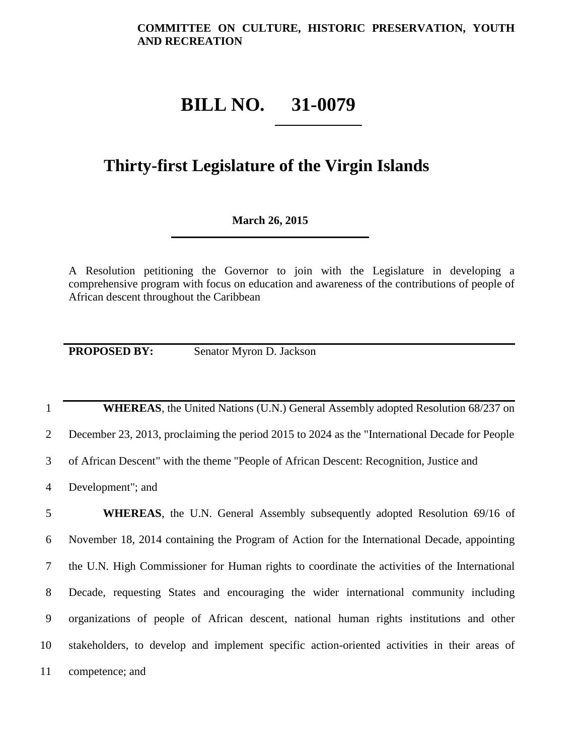**COMMITTEE ON CULTURE, HISTORIC PRESERVATION, YOUTH AND RECREATION**

# BILL NO. 31-0079

## Thirty-first Legislature of the Virgin Islands

**March 26, 2015**

A Resolution petitioning the Governor to join with the Legislature in developing a comprehensive program with focus on education and awareness of the contributions of people of African descent throughout the Caribbean

**PROPOSED BY:** Senator Myron D. Jackson

1 **WHEREAS**, the United Nations (U.N.) General Assembly adopted Resolution 68/237 on
2 December 23, 2013, proclaiming the period 2015 to 2024 as the "International Decade for People
3 of African Descent" with the theme "People of African Descent: Recognition, Justice and
4 Development"; and

5 **WHEREAS**, the U.N. General Assembly subsequently adopted Resolution 69/16 of
6 November 18, 2014 containing the Program of Action for the International Decade, appointing
7 the U.N. High Commissioner for Human rights to coordinate the activities of the International
8 Decade, requesting States and encouraging the wider international community including
9 organizations of people of African descent, national human rights institutions and other
10 stakeholders, to develop and implement specific action-oriented activities in their areas of
11 competence; and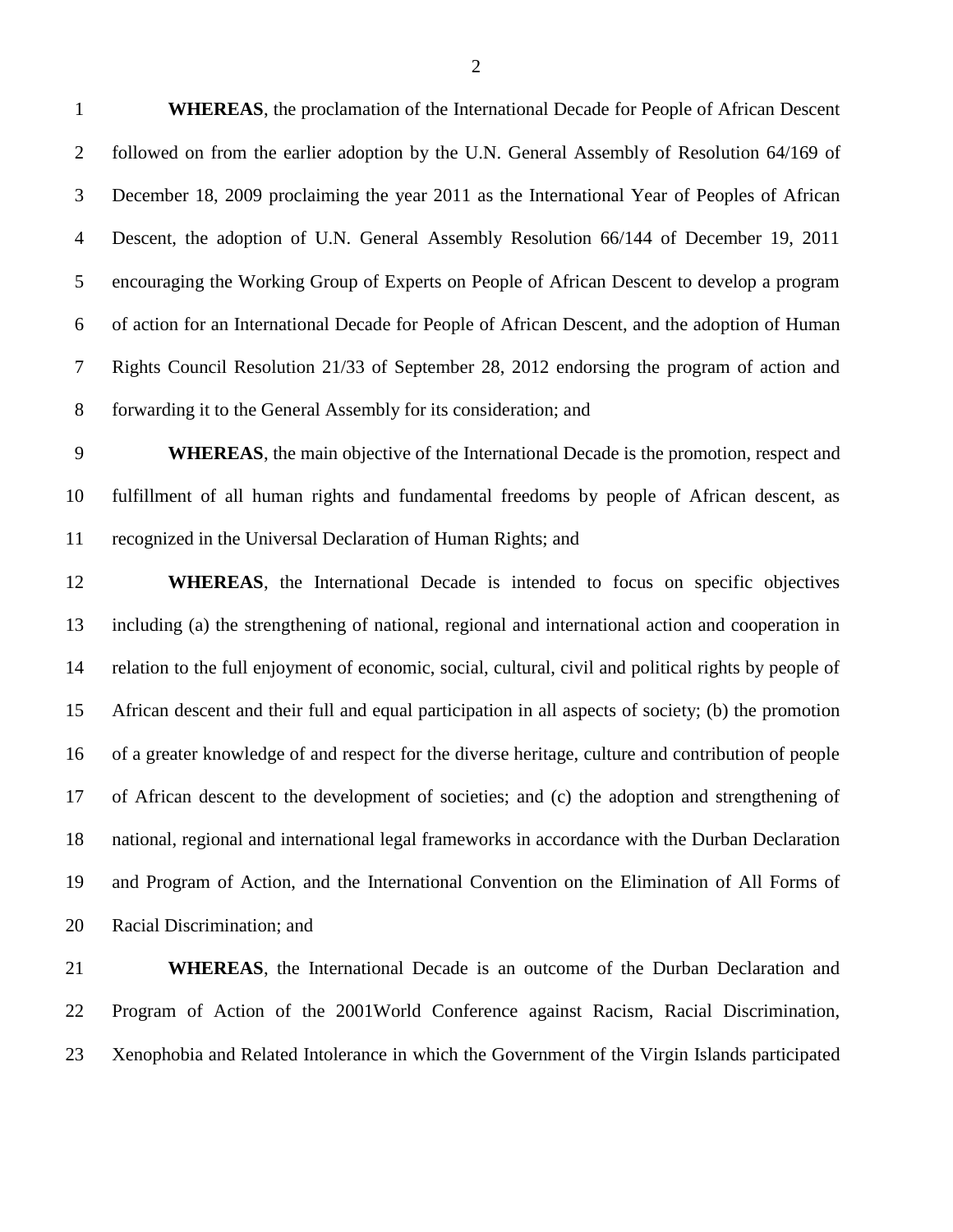**WHEREAS**, the proclamation of the International Decade for People of African Descent followed on from the earlier adoption by the U.N. General Assembly of Resolution 64/169 of December 18, 2009 proclaiming the year 2011 as the International Year of Peoples of African Descent, the adoption of U.N. General Assembly Resolution 66/144 of December 19, 2011 encouraging the Working Group of Experts on People of African Descent to develop a program of action for an International Decade for People of African Descent, and the adoption of Human Rights Council Resolution 21/33 of September 28, 2012 endorsing the program of action and forwarding it to the General Assembly for its consideration; and

**WHEREAS**, the main objective of the International Decade is the promotion, respect and fulfillment of all human rights and fundamental freedoms by people of African descent, as recognized in the Universal Declaration of Human Rights; and

**WHEREAS**, the International Decade is intended to focus on specific objectives including (a) the strengthening of national, regional and international action and cooperation in relation to the full enjoyment of economic, social, cultural, civil and political rights by people of African descent and their full and equal participation in all aspects of society; (b) the promotion of a greater knowledge of and respect for the diverse heritage, culture and contribution of people of African descent to the development of societies; and (c) the adoption and strengthening of national, regional and international legal frameworks in accordance with the Durban Declaration and Program of Action, and the International Convention on the Elimination of All Forms of Racial Discrimination; and

**WHEREAS**, the International Decade is an outcome of the Durban Declaration and Program of Action of the 2001World Conference against Racism, Racial Discrimination, Xenophobia and Related Intolerance in which the Government of the Virgin Islands participated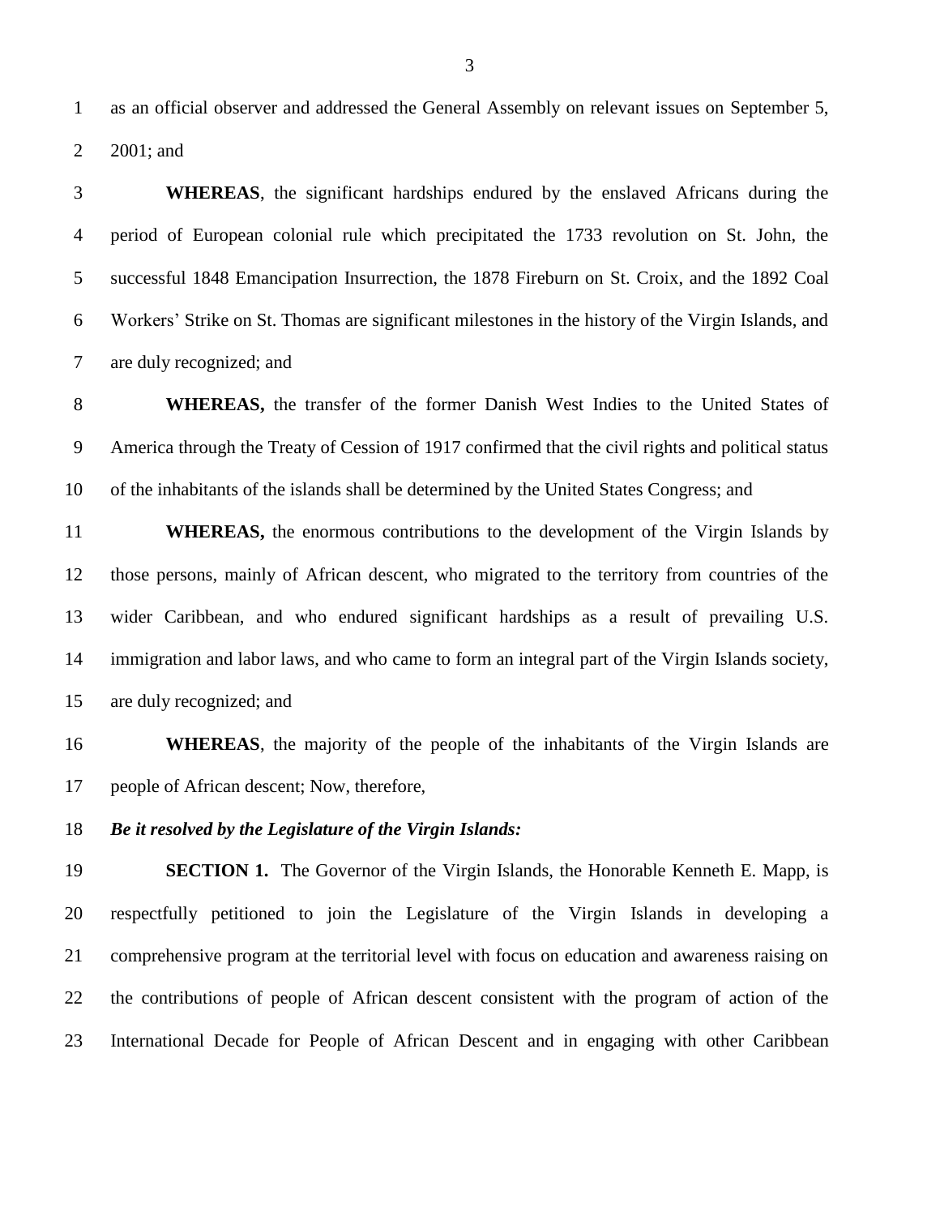as an official observer and addressed the General Assembly on relevant issues on September 5, 2001; and

**WHEREAS**, the significant hardships endured by the enslaved Africans during the period of European colonial rule which precipitated the 1733 revolution on St. John, the successful 1848 Emancipation Insurrection, the 1878 Fireburn on St. Croix, and the 1892 Coal Workers' Strike on St. Thomas are significant milestones in the history of the Virgin Islands, and are duly recognized; and

**WHEREAS,** the transfer of the former Danish West Indies to the United States of America through the Treaty of Cession of 1917 confirmed that the civil rights and political status of the inhabitants of the islands shall be determined by the United States Congress; and

**WHEREAS,** the enormous contributions to the development of the Virgin Islands by those persons, mainly of African descent, who migrated to the territory from countries of the wider Caribbean, and who endured significant hardships as a result of prevailing U.S. immigration and labor laws, and who came to form an integral part of the Virgin Islands society, are duly recognized; and

**WHEREAS**, the majority of the people of the inhabitants of the Virgin Islands are people of African descent; Now, therefore,

***Be it resolved by the Legislature of the Virgin Islands:***

**SECTION 1.** The Governor of the Virgin Islands, the Honorable Kenneth E. Mapp, is respectfully petitioned to join the Legislature of the Virgin Islands in developing a comprehensive program at the territorial level with focus on education and awareness raising on the contributions of people of African descent consistent with the program of action of the International Decade for People of African Descent and in engaging with other Caribbean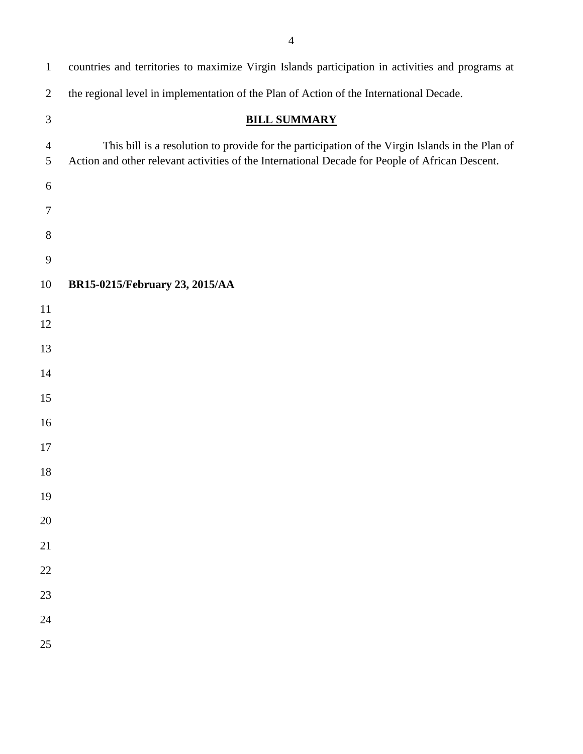countries and territories to maximize Virgin Islands participation in activities and programs at the regional level in implementation of the Plan of Action of the International Decade.

**BILL SUMMARY**

This bill is a resolution to provide for the participation of the Virgin Islands in the Plan of Action and other relevant activities of the International Decade for People of African Descent.

**BR15-0215/February 23, 2015/AA**